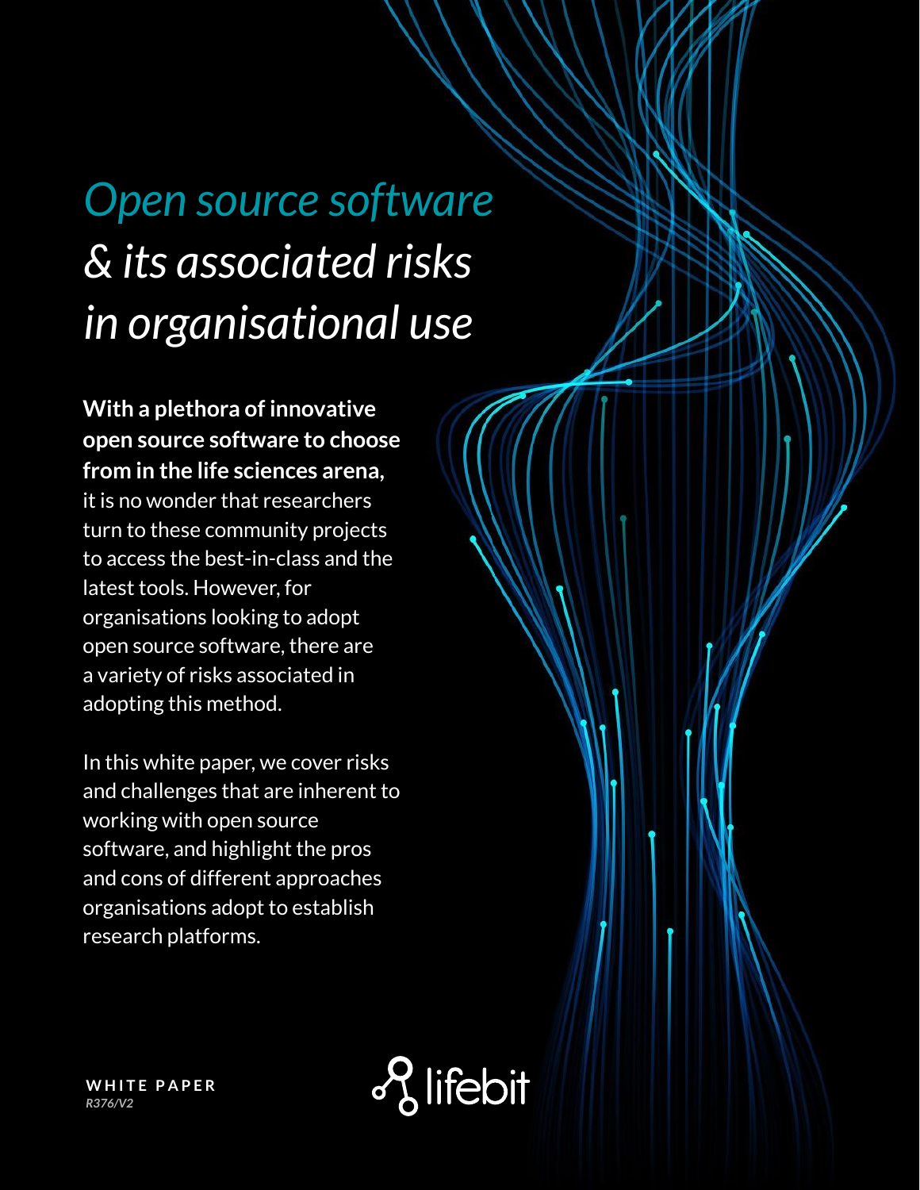# *Open source software & its associated risks in organisational use*

**With a plethora of innovative open source software to choose from in the life sciences arena,** it is no wonder that researchers turn to these community projects to access the best-in-class and the latest tools. However, for organisations looking to adopt open source software, there are a variety of risks associated in adopting this method.

In this white paper, we cover risks and challenges that are inherent to working with open source software, and highlight the pros and cons of different approaches organisations adopt to establish research platforms.

**WHITE PAPER**
*R376/V2*

lifebit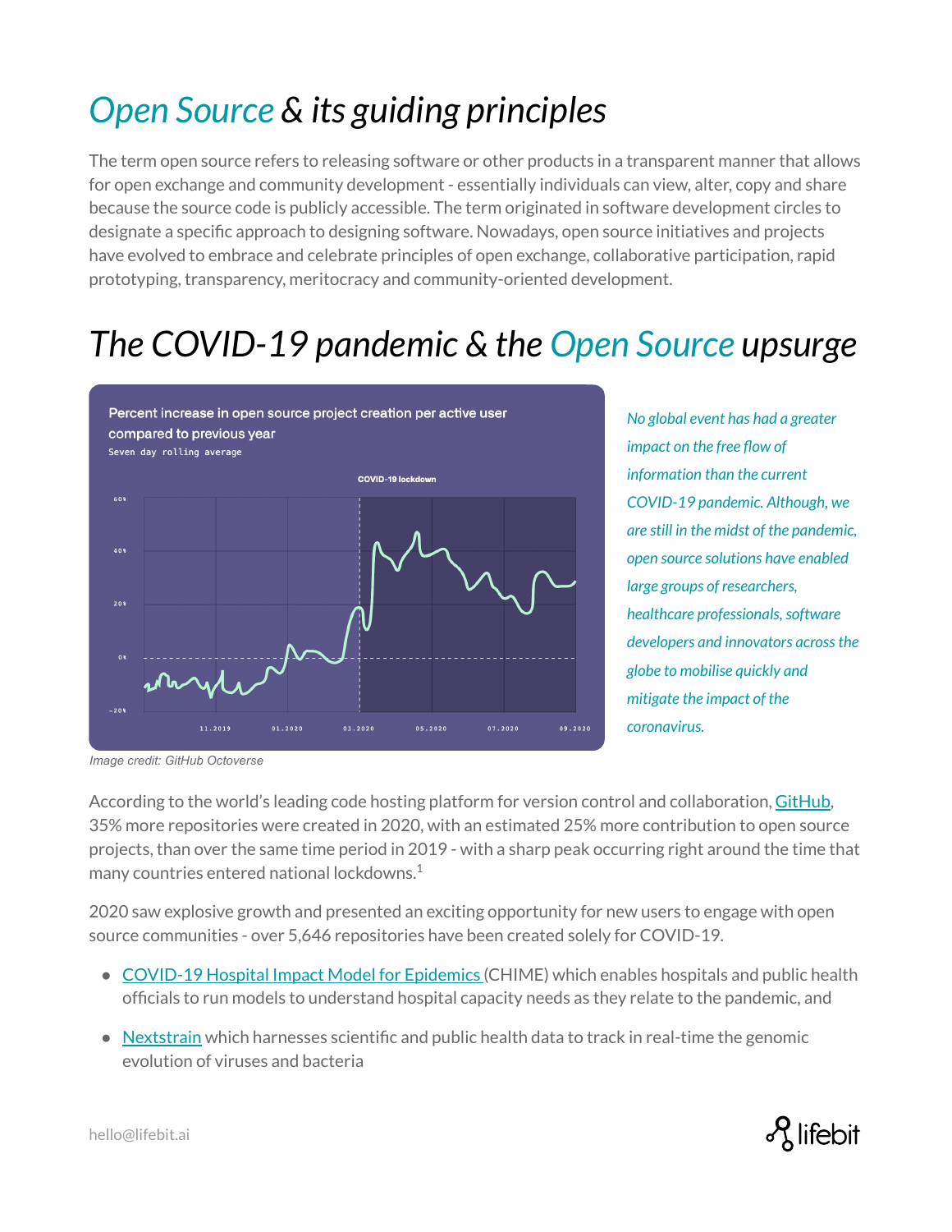# *Open Source & its guiding principles*

The term open source refers to releasing software or other products in a transparent manner that allows for open exchange and community development - essentially individuals can view, alter, copy and share because the source code is publicly accessible. The term originated in software development circles to designate a specific approach to designing software. Nowadays, open source initiatives and projects have evolved to embrace and celebrate principles of open exchange, collaborative participation, rapid prototyping, transparency, meritocracy and community-oriented development.

# *The COVID-19 pandemic & the Open Source upsurge*

Percent increase in open source project creation per active user compared to previous year

Seven day rolling average

*Image credit: GitHub Octoverse*

*No global event has had a greater impact on the free flow of information than the current COVID-19 pandemic. Although, we are still in the midst of the pandemic, open source solutions have enabled large groups of researchers, healthcare professionals, software developers and innovators across the globe to mobilise quickly and mitigate the impact of the coronavirus.*

According to the world's leading code hosting platform for version control and collaboration, GitHub, 35% more repositories were created in 2020, with an estimated 25% more contribution to open source projects, than over the same time period in 2019 - with a sharp peak occurring right around the time that many countries entered national lockdowns.[1]

2020 saw explosive growth and presented an exciting opportunity for new users to engage with open source communities - over 5,646 repositories have been created solely for COVID-19.

- COVID-19 Hospital Impact Model for Epidemics (CHIME) which enables hospitals and public health officials to run models to understand hospital capacity needs as they relate to the pandemic, and
- Nextstrain which harnesses scientific and public health data to track in real-time the genomic evolution of viruses and bacteria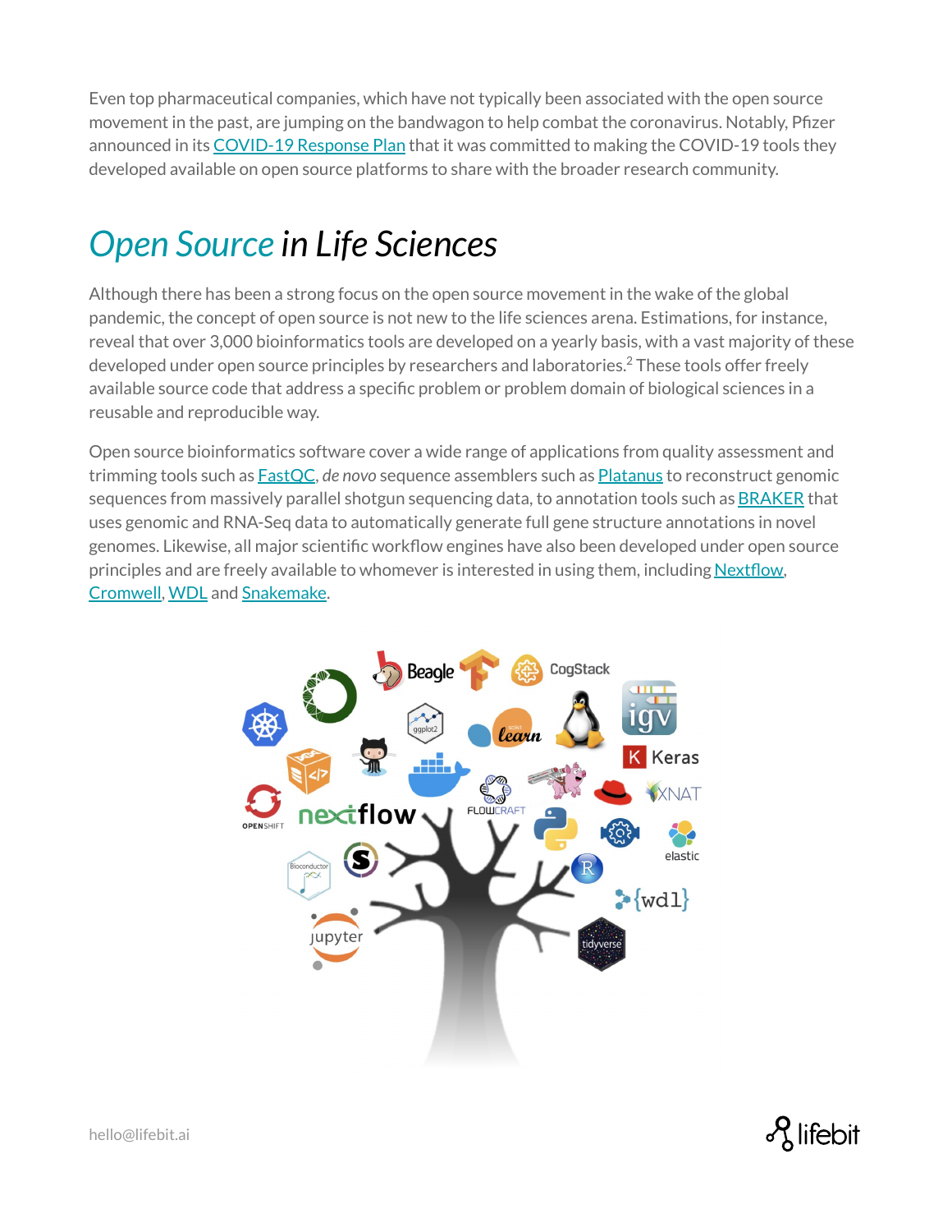Even top pharmaceutical companies, which have not typically been associated with the open source movement in the past, are jumping on the bandwagon to help combat the coronavirus. Notably, Pfizer announced in its COVID-19 Response Plan that it was committed to making the COVID-19 tools they developed available on open source platforms to share with the broader research community.

## *Open Source* in Life Sciences

Although there has been a strong focus on the open source movement in the wake of the global pandemic, the concept of open source is not new to the life sciences arena. Estimations, for instance, reveal that over 3,000 bioinformatics tools are developed on a yearly basis, with a vast majority of these developed under open source principles by researchers and laboratories.[2] These tools offer freely available source code that address a specific problem or problem domain of biological sciences in a reusable and reproducible way.

Open source bioinformatics software cover a wide range of applications from quality assessment and trimming tools such as FastQC, *de novo* sequence assemblers such as Platanus to reconstruct genomic sequences from massively parallel shotgun sequencing data, to annotation tools such as BRAKER that uses genomic and RNA-Seq data to automatically generate full gene structure annotations in novel genomes. Likewise, all major scientific workflow engines have also been developed under open source principles and are freely available to whomever is interested in using them, including Nextflow, Cromwell, WDL and Snakemake.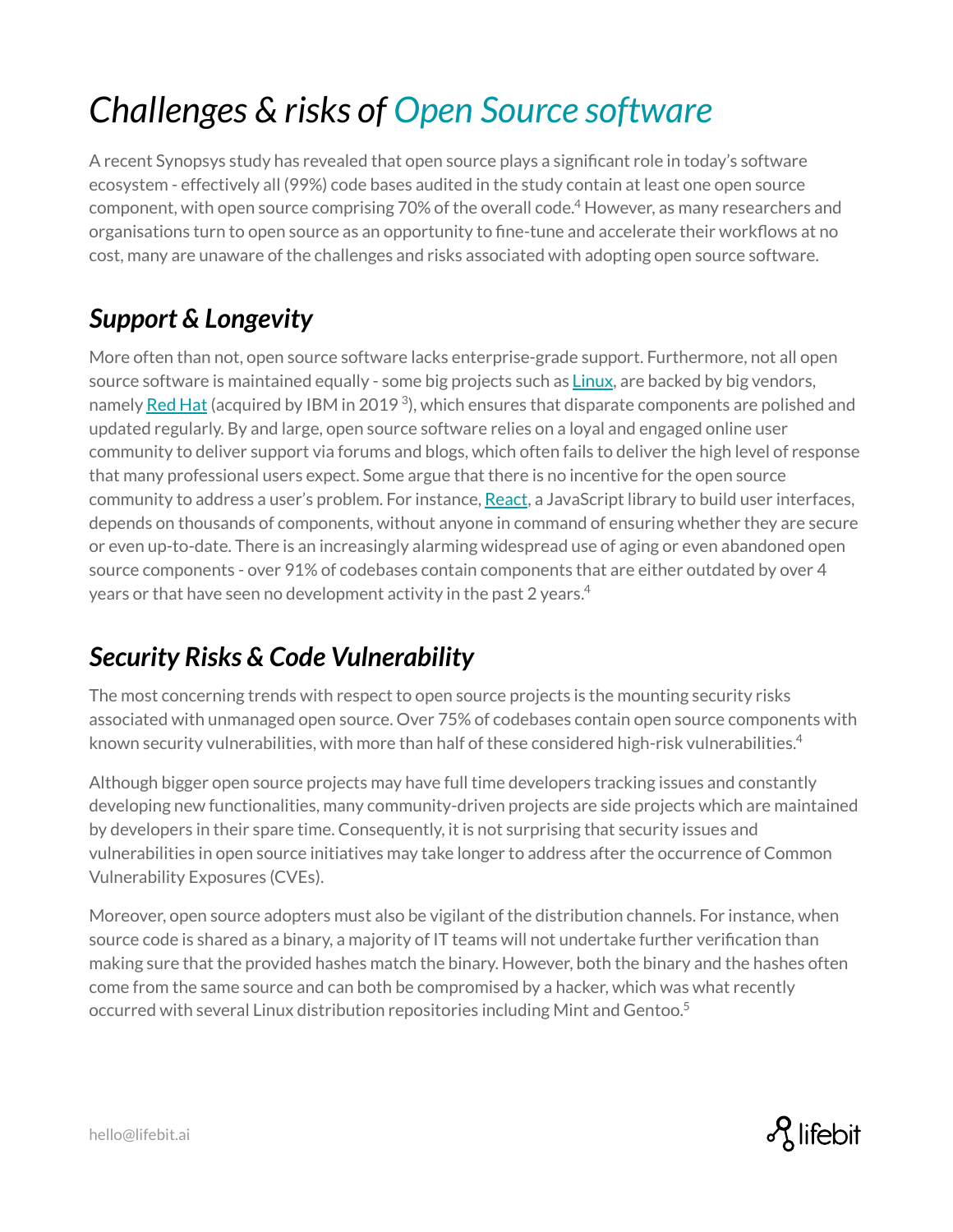# *Challenges & risks of Open Source software*

A recent Synopsys study has revealed that open source plays a significant role in today's software ecosystem - effectively all (99%) code bases audited in the study contain at least one open source component, with open source comprising 70% of the overall code.[4] However, as many researchers and organisations turn to open source as an opportunity to fine-tune and accelerate their workflows at no cost, many are unaware of the challenges and risks associated with adopting open source software.

## *Support & Longevity*

More often than not, open source software lacks enterprise-grade support. Furthermore, not all open source software is maintained equally - some big projects such as Linux, are backed by big vendors, namely Red Hat (acquired by IBM in 2019 [3]), which ensures that disparate components are polished and updated regularly. By and large, open source software relies on a loyal and engaged online user community to deliver support via forums and blogs, which often fails to deliver the high level of response that many professional users expect. Some argue that there is no incentive for the open source community to address a user's problem. For instance, React, a JavaScript library to build user interfaces, depends on thousands of components, without anyone in command of ensuring whether they are secure or even up-to-date. There is an increasingly alarming widespread use of aging or even abandoned open source components - over 91% of codebases contain components that are either outdated by over 4 years or that have seen no development activity in the past 2 years.[4]

## *Security Risks & Code Vulnerability*

The most concerning trends with respect to open source projects is the mounting security risks associated with unmanaged open source. Over 75% of codebases contain open source components with known security vulnerabilities, with more than half of these considered high-risk vulnerabilities.[4]

Although bigger open source projects may have full time developers tracking issues and constantly developing new functionalities, many community-driven projects are side projects which are maintained by developers in their spare time. Consequently, it is not surprising that security issues and vulnerabilities in open source initiatives may take longer to address after the occurrence of Common Vulnerability Exposures (CVEs).

Moreover, open source adopters must also be vigilant of the distribution channels. For instance, when source code is shared as a binary, a majority of IT teams will not undertake further verification than making sure that the provided hashes match the binary. However, both the binary and the hashes often come from the same source and can both be compromised by a hacker, which was what recently occurred with several Linux distribution repositories including Mint and Gentoo.[5]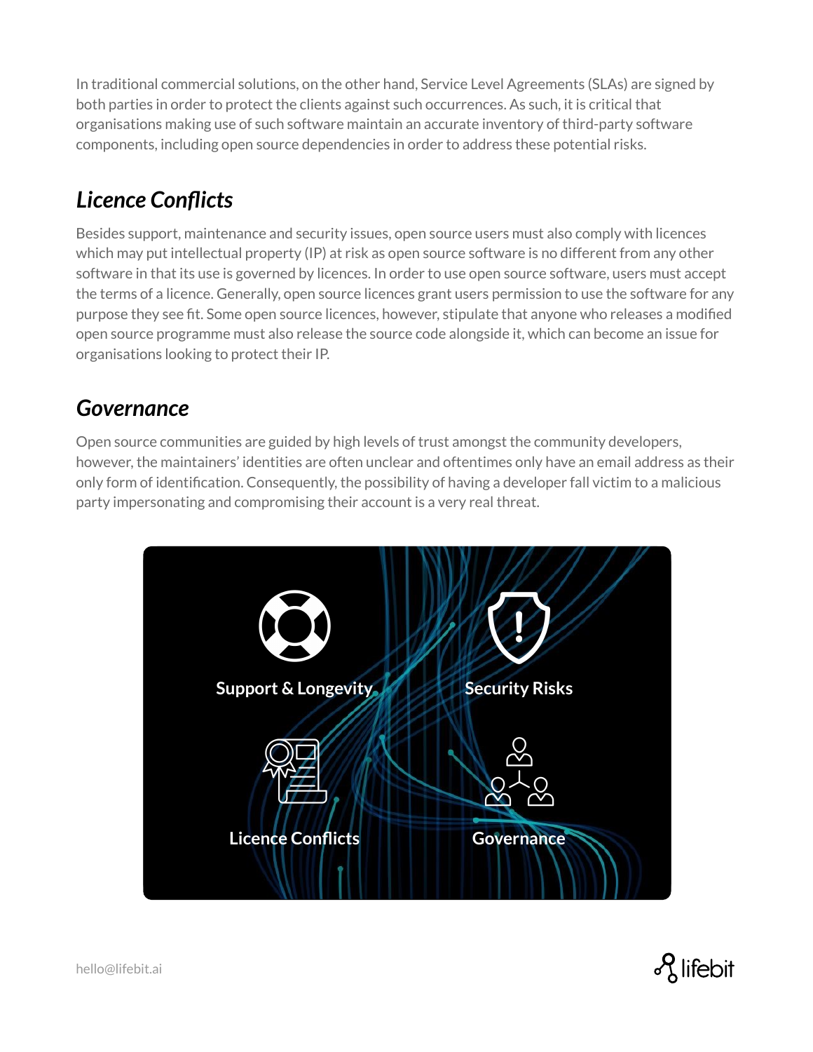In traditional commercial solutions, on the other hand, Service Level Agreements (SLAs) are signed by both parties in order to protect the clients against such occurrences. As such, it is critical that organisations making use of such software maintain an accurate inventory of third-party software components, including open source dependencies in order to address these potential risks.

## *Licence Conflicts*

Besides support, maintenance and security issues, open source users must also comply with licences which may put intellectual property (IP) at risk as open source software is no different from any other software in that its use is governed by licences. In order to use open source software, users must accept the terms of a licence. Generally, open source licences grant users permission to use the software for any purpose they see fit. Some open source licences, however, stipulate that anyone who releases a modified open source programme must also release the source code alongside it, which can become an issue for organisations looking to protect their IP.

## *Governance*

Open source communities are guided by high levels of trust amongst the community developers, however, the maintainers' identities are often unclear and oftentimes only have an email address as their only form of identification. Consequently, the possibility of having a developer fall victim to a malicious party impersonating and compromising their account is a very real threat.

Support & Longevity

Security Risks

Licence Conflicts

Governance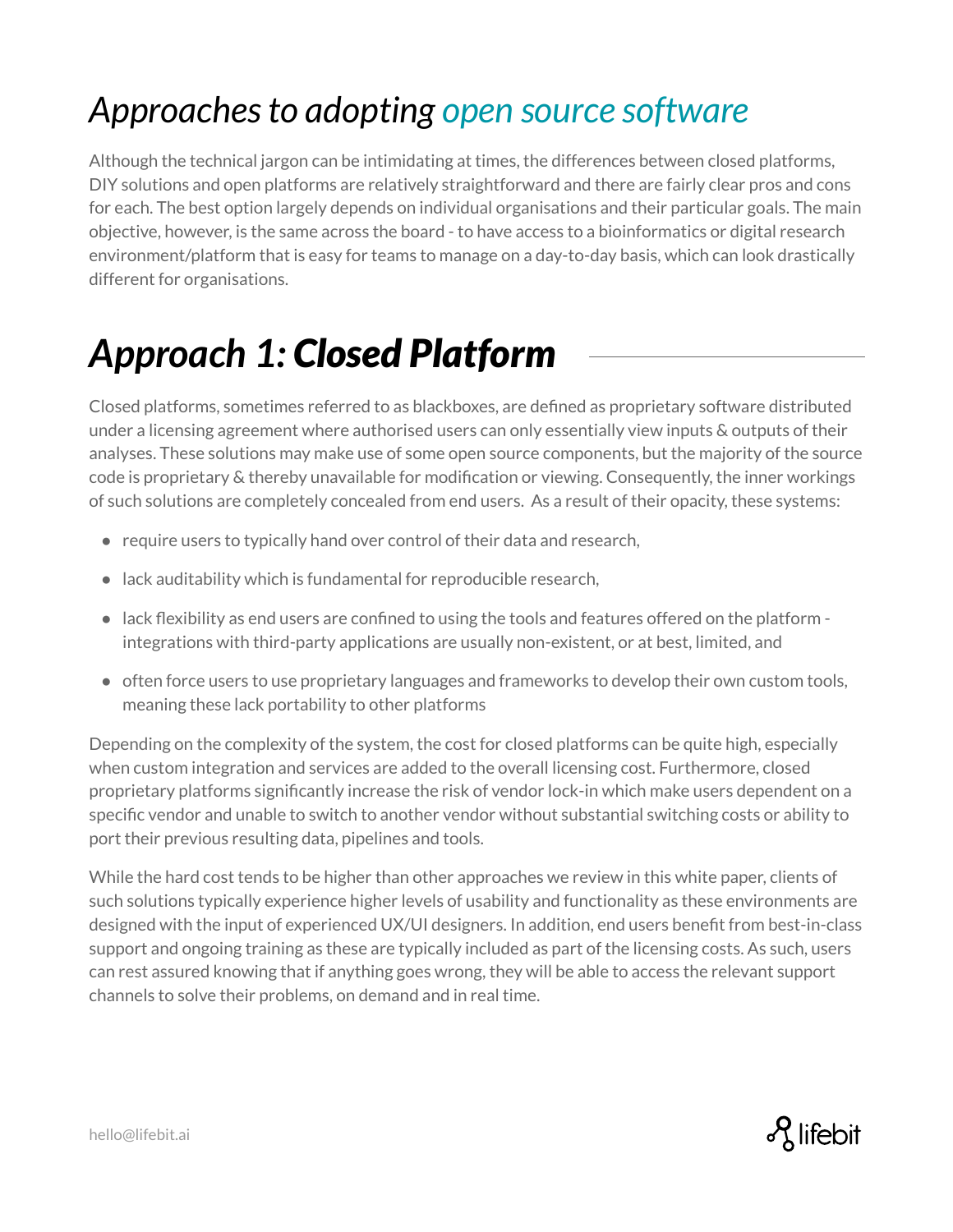# *Approaches to adopting open source software*

Although the technical jargon can be intimidating at times, the differences between closed platforms, DIY solutions and open platforms are relatively straightforward and there are fairly clear pros and cons for each. The best option largely depends on individual organisations and their particular goals. The main objective, however, is the same across the board - to have access to a bioinformatics or digital research environment/platform that is easy for teams to manage on a day-to-day basis, which can look drastically different for organisations.

# *Approach 1: **Closed Platform***

Closed platforms, sometimes referred to as blackboxes, are defined as proprietary software distributed under a licensing agreement where authorised users can only essentially view inputs & outputs of their analyses. These solutions may make use of some open source components, but the majority of the source code is proprietary & thereby unavailable for modification or viewing. Consequently, the inner workings of such solutions are completely concealed from end users. As a result of their opacity, these systems:

- require users to typically hand over control of their data and research,
- lack auditability which is fundamental for reproducible research,
- lack flexibility as end users are confined to using the tools and features offered on the platform - integrations with third-party applications are usually non-existent, or at best, limited, and
- often force users to use proprietary languages and frameworks to develop their own custom tools, meaning these lack portability to other platforms

Depending on the complexity of the system, the cost for closed platforms can be quite high, especially when custom integration and services are added to the overall licensing cost. Furthermore, closed proprietary platforms significantly increase the risk of vendor lock-in which make users dependent on a specific vendor and unable to switch to another vendor without substantial switching costs or ability to port their previous resulting data, pipelines and tools.

While the hard cost tends to be higher than other approaches we review in this white paper, clients of such solutions typically experience higher levels of usability and functionality as these environments are designed with the input of experienced UX/UI designers. In addition, end users benefit from best-in-class support and ongoing training as these are typically included as part of the licensing costs. As such, users can rest assured knowing that if anything goes wrong, they will be able to access the relevant support channels to solve their problems, on demand and in real time.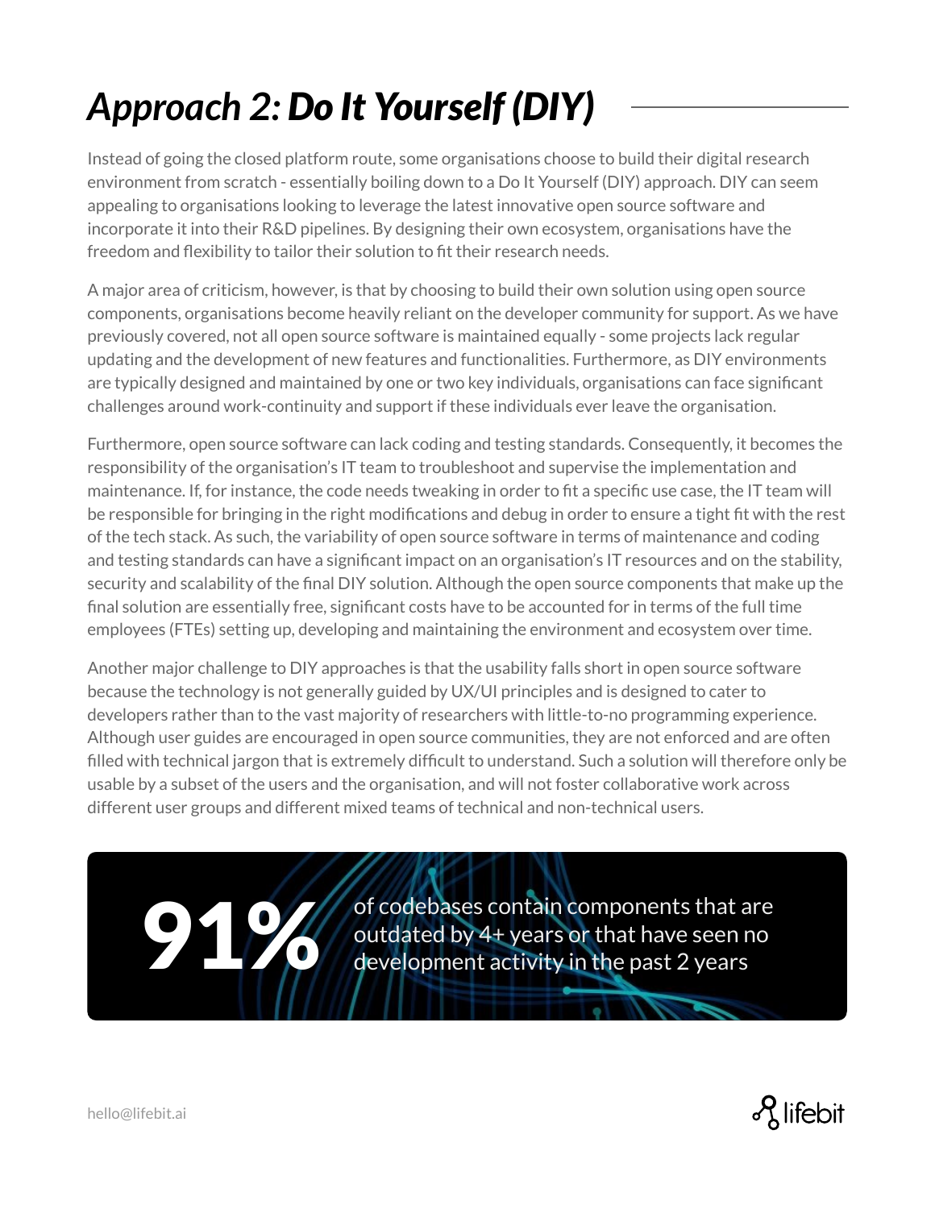# *Approach 2: **Do It Yourself (DIY)***

Instead of going the closed platform route, some organisations choose to build their digital research environment from scratch - essentially boiling down to a Do It Yourself (DIY) approach. DIY can seem appealing to organisations looking to leverage the latest innovative open source software and incorporate it into their R&D pipelines. By designing their own ecosystem, organisations have the freedom and flexibility to tailor their solution to fit their research needs.

A major area of criticism, however, is that by choosing to build their own solution using open source components, organisations become heavily reliant on the developer community for support. As we have previously covered, not all open source software is maintained equally - some projects lack regular updating and the development of new features and functionalities. Furthermore, as DIY environments are typically designed and maintained by one or two key individuals, organisations can face significant challenges around work-continuity and support if these individuals ever leave the organisation.

Furthermore, open source software can lack coding and testing standards. Consequently, it becomes the responsibility of the organisation's IT team to troubleshoot and supervise the implementation and maintenance. If, for instance, the code needs tweaking in order to fit a specific use case, the IT team will be responsible for bringing in the right modifications and debug in order to ensure a tight fit with the rest of the tech stack. As such, the variability of open source software in terms of maintenance and coding and testing standards can have a significant impact on an organisation's IT resources and on the stability, security and scalability of the final DIY solution. Although the open source components that make up the final solution are essentially free, significant costs have to be accounted for in terms of the full time employees (FTEs) setting up, developing and maintaining the environment and ecosystem over time.

Another major challenge to DIY approaches is that the usability falls short in open source software because the technology is not generally guided by UX/UI principles and is designed to cater to developers rather than to the vast majority of researchers with little-to-no programming experience. Although user guides are encouraged in open source communities, they are not enforced and are often filled with technical jargon that is extremely difficult to understand. Such a solution will therefore only be usable by a subset of the users and the organisation, and will not foster collaborative work across different user groups and different mixed teams of technical and non-technical users.

**91%** of codebases contain components that are outdated by 4+ years or that have seen no development activity in the past 2 years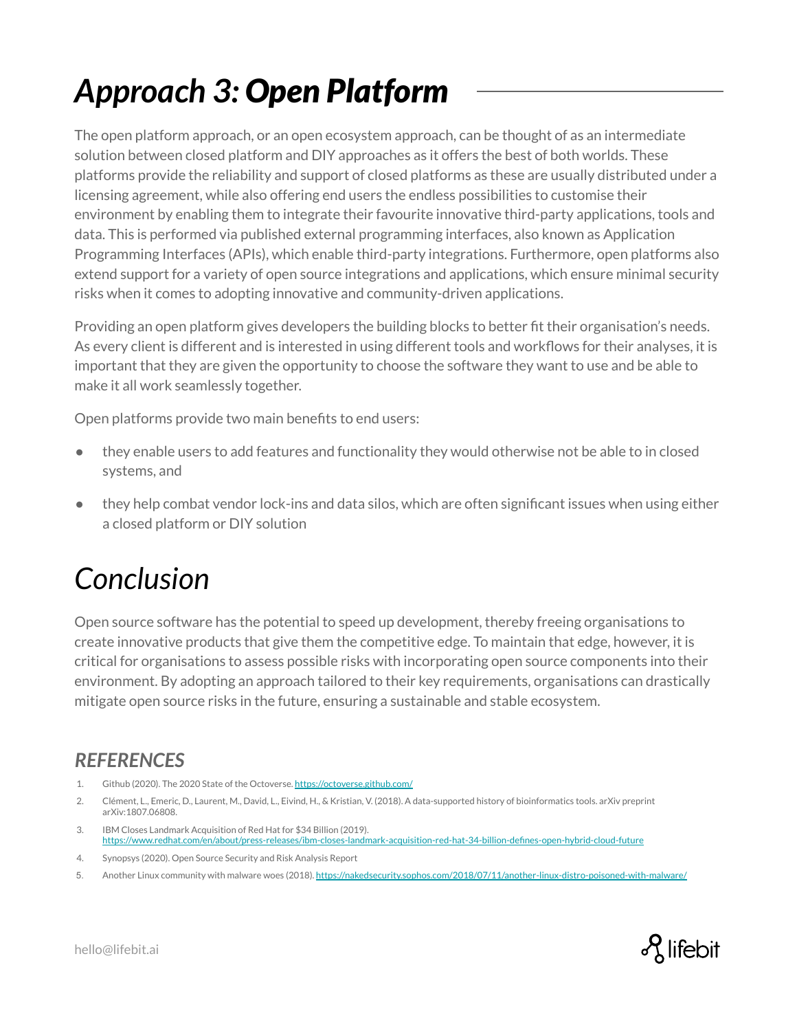# *Approach 3: **Open Platform***

The open platform approach, or an open ecosystem approach, can be thought of as an intermediate solution between closed platform and DIY approaches as it offers the best of both worlds. These platforms provide the reliability and support of closed platforms as these are usually distributed under a licensing agreement, while also offering end users the endless possibilities to customise their environment by enabling them to integrate their favourite innovative third-party applications, tools and data. This is performed via published external programming interfaces, also known as Application Programming Interfaces (APIs), which enable third-party integrations. Furthermore, open platforms also extend support for a variety of open source integrations and applications, which ensure minimal security risks when it comes to adopting innovative and community-driven applications.

Providing an open platform gives developers the building blocks to better fit their organisation's needs. As every client is different and is interested in using different tools and workflows for their analyses, it is important that they are given the opportunity to choose the software they want to use and be able to make it all work seamlessly together.

Open platforms provide two main benefits to end users:

- they enable users to add features and functionality they would otherwise not be able to in closed systems, and
- they help combat vendor lock-ins and data silos, which are often significant issues when using either a closed platform or DIY solution

# *Conclusion*

Open source software has the potential to speed up development, thereby freeing organisations to create innovative products that give them the competitive edge. To maintain that edge, however, it is critical for organisations to assess possible risks with incorporating open source components into their environment. By adopting an approach tailored to their key requirements, organisations can drastically mitigate open source risks in the future, ensuring a sustainable and stable ecosystem.

### *REFERENCES*

1. Github (2020). The 2020 State of the Octoverse. https://octoverse.github.com/
2. Clément, L., Emeric, D., Laurent, M., David, L., Eivind, H., & Kristian, V. (2018). A data-supported history of bioinformatics tools. arXiv preprint arXiv:1807.06808.
3. IBM Closes Landmark Acquisition of Red Hat for $34 Billion (2019). https://www.redhat.com/en/about/press-releases/ibm-closes-landmark-acquisition-red-hat-34-billion-defines-open-hybrid-cloud-future
4. Synopsys (2020). Open Source Security and Risk Analysis Report
5. Another Linux community with malware woes (2018). https://nakedsecurity.sophos.com/2018/07/11/another-linux-distro-poisoned-with-malware/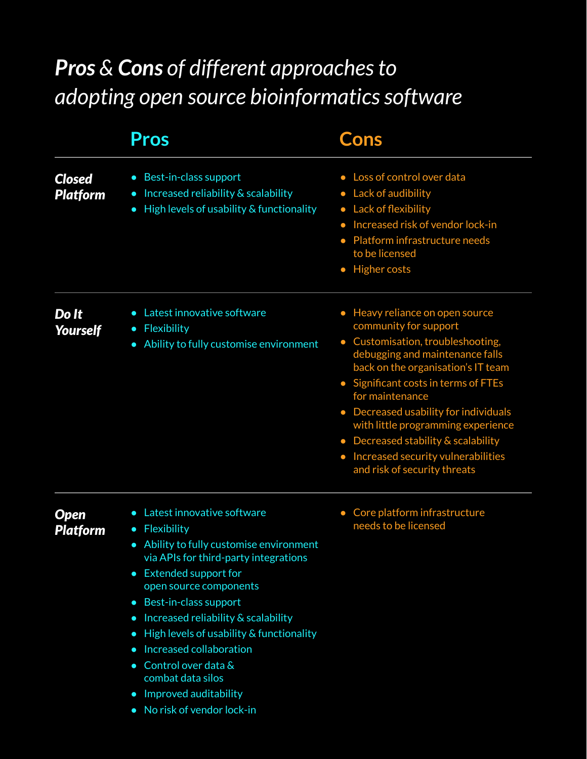# ***Pros** & **Cons** of different approaches to adopting open source bioinformatics software*

| | Pros | Cons |
| --- | --- | --- |
| ***Closed Platform*** | • Best-in-class support<br>• Increased reliability & scalability<br>• High levels of usability & functionality | • Loss of control over data<br>• Lack of audibility<br>• Lack of flexibility<br>• Increased risk of vendor lock-in<br>• Platform infrastructure needs to be licensed<br>• Higher costs |
| ***Do It Yourself*** | • Latest innovative software<br>• Flexibility<br>• Ability to fully customise environment | • Heavy reliance on open source community for support<br>• Customisation, troubleshooting, debugging and maintenance falls back on the organisation's IT team<br>• Significant costs in terms of FTEs for maintenance<br>• Decreased usability for individuals with little programming experience<br>• Decreased stability & scalability<br>• Increased security vulnerabilities and risk of security threats |
| ***Open Platform*** | • Latest innovative software<br>• Flexibility<br>• Ability to fully customise environment via APIs for third-party integrations<br>• Extended support for open source components<br>• Best-in-class support<br>• Increased reliability & scalability<br>• High levels of usability & functionality<br>• Increased collaboration<br>• Control over data & combat data silos<br>• Improved auditability<br>• No risk of vendor lock-in | • Core platform infrastructure needs to be licensed |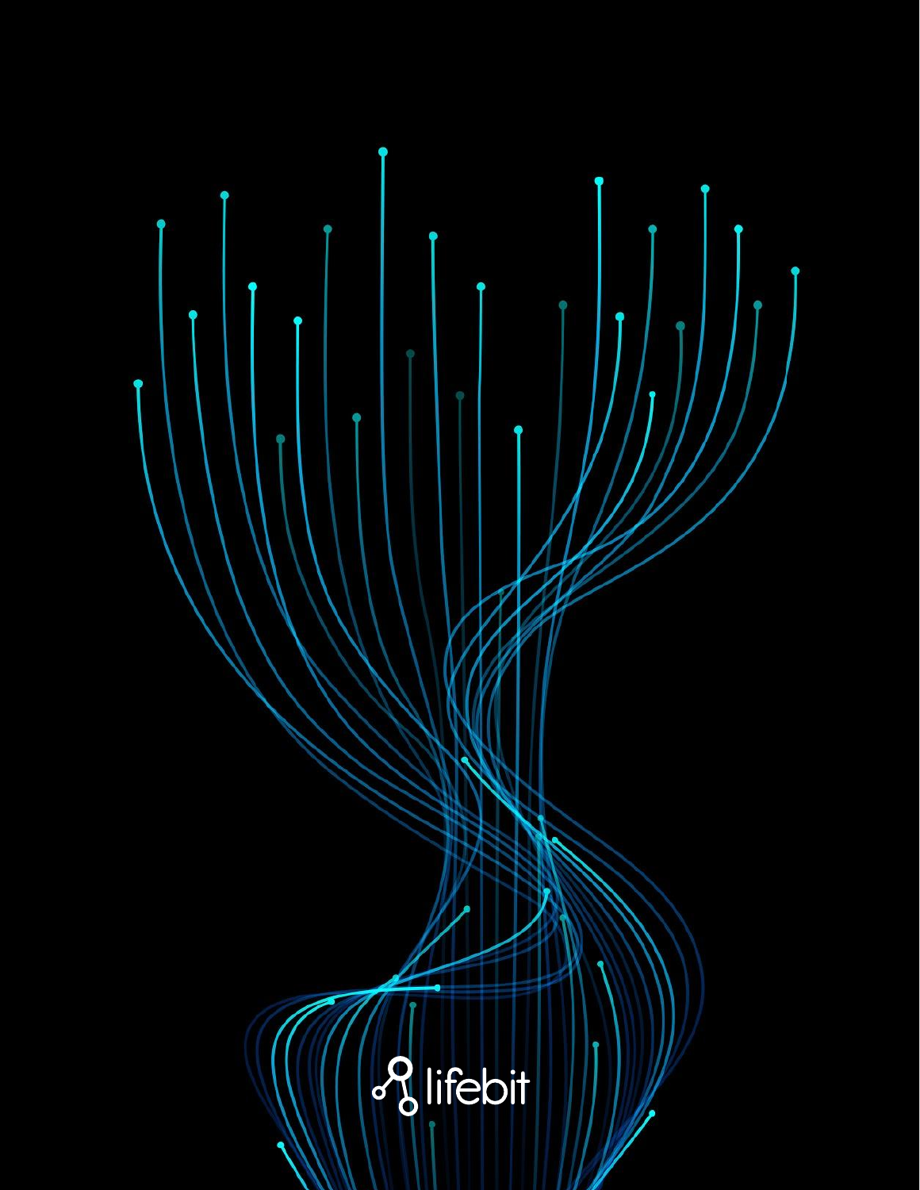lifebit